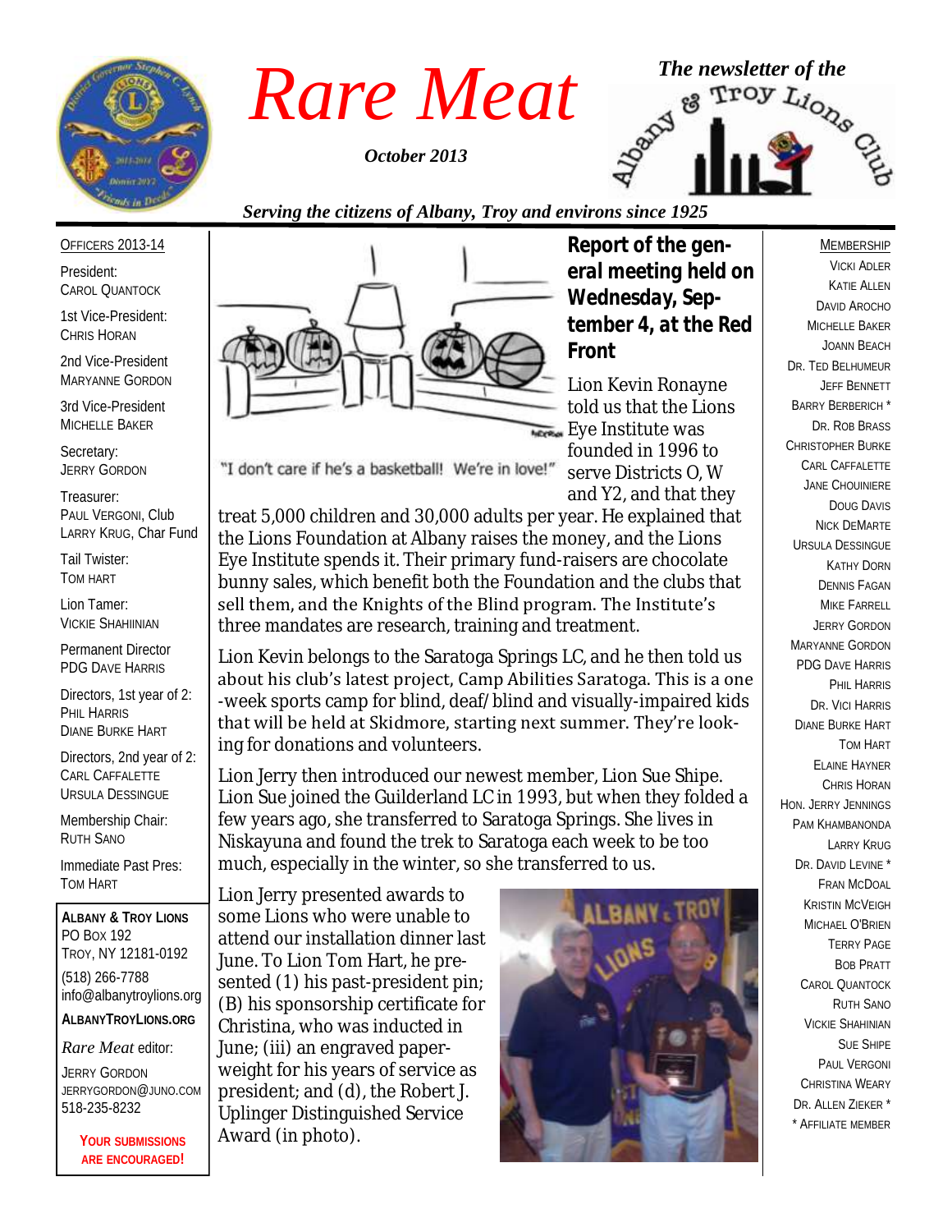# *Rare Meat*

*October 2013*

*The newsletter of the* Albany & Troy Lions Club

*Serving the citizens of Albany, Troy and environs since 1925*

OFFICERS 2013-14

President:
CAROL QUANTOCK

1st Vice-President:
CHRIS HORAN

2nd Vice-President
MARYANNE GORDON

3rd Vice-President
MICHELLE BAKER

Secretary:
JERRY GORDON

Treasurer:
PAUL VERGONI, Club
LARRY KRUG, Char Fund

Tail Twister:
TOM HART

Lion Tamer:
VICKIE SHAHIINIAN

Permanent Director
PDG DAVE HARRIS

Directors, 1st year of 2:
PHIL HARRIS
DIANE BURKE HART

Directors, 2nd year of 2:
CARL CAFFALETTE
URSULA DESSINGUE

Membership Chair:
RUTH SANO

Immediate Past Pres:
TOM HART

**ALBANY & TROY LIONS**
PO BOX 192
TROY, NY 12181-0192
(518) 266-7788
info@albanytroylions.org

**ALBANYTROYLIONS.ORG**

*Rare Meat* editor:
JERRY GORDON
JERRYGORDON@JUNO.COM
518-235-8232

**YOUR SUBMISSIONS ARE ENCOURAGED!**

"I don't care if he's a basketball! We're in love!"

## Report of the general meeting held on Wednesday, September 4, at the Red Front

Lion Kevin Ronayne told us that the Lions Eye Institute was founded in 1996 to serve Districts O, W and Y2, and that they treat 5,000 children and 30,000 adults per year. He explained that the Lions Foundation at Albany raises the money, and the Lions Eye Institute spends it. Their primary fund-raisers are chocolate bunny sales, which benefit both the Foundation and the clubs that sell them, and the Knights of the Blind program. The Institute's three mandates are research, training and treatment.

Lion Kevin belongs to the Saratoga Springs LC, and he then told us about his club's latest project, Camp Abilities Saratoga. This is a one-week sports camp for blind, deaf/blind and visually-impaired kids that will be held at Skidmore, starting next summer. They're looking for donations and volunteers.

Lion Jerry then introduced our newest member, Lion Sue Shipe. Lion Sue joined the Guilderland LC in 1993, but when they folded a few years ago, she transferred to Saratoga Springs. She lives in Niskayuna and found the trek to Saratoga each week to be too much, especially in the winter, so she transferred to us.

Lion Jerry presented awards to some Lions who were unable to attend our installation dinner last June. To Lion Tom Hart, he presented (1) his past-president pin; (B) his sponsorship certificate for Christina, who was inducted in June; (iii) an engraved paperweight for his years of service as president; and (d), the Robert J. Uplinger Distinguished Service Award (in photo).

MEMBERSHIP

VICKI ADLER
KATIE ALLEN
DAVID AROCHO
MICHELLE BAKER
JOANN BEACH
DR. TED BELHUMEUR
JEFF BENNETT
BARRY BERBERICH *
DR. ROB BRASS
CHRISTOPHER BURKE
CARL CAFFALETTE
JANE CHOUINIERE
DOUG DAVIS
NICK DEMARTE
URSULA DESSINGUE
KATHY DORN
DENNIS FAGAN
MIKE FARRELL
JERRY GORDON
MARYANNE GORDON
PDG DAVE HARRIS
PHIL HARRIS
DR. VICI HARRIS
DIANE BURKE HART
TOM HART
ELAINE HAYNER
CHRIS HORAN
HON. JERRY JENNINGS
PAM KHAMBANONDA
LARRY KRUG
DR. DAVID LEVINE *
FRAN MCDOAL
KRISTIN MCVEIGH
MICHAEL O'BRIEN
TERRY PAGE
BOB PRATT
CAROL QUANTOCK
RUTH SANO
VICKIE SHAHINIAN
SUE SHIPE
PAUL VERGONI
CHRISTINA WEARY
DR. ALLEN ZIEKER *
* AFFILIATE MEMBER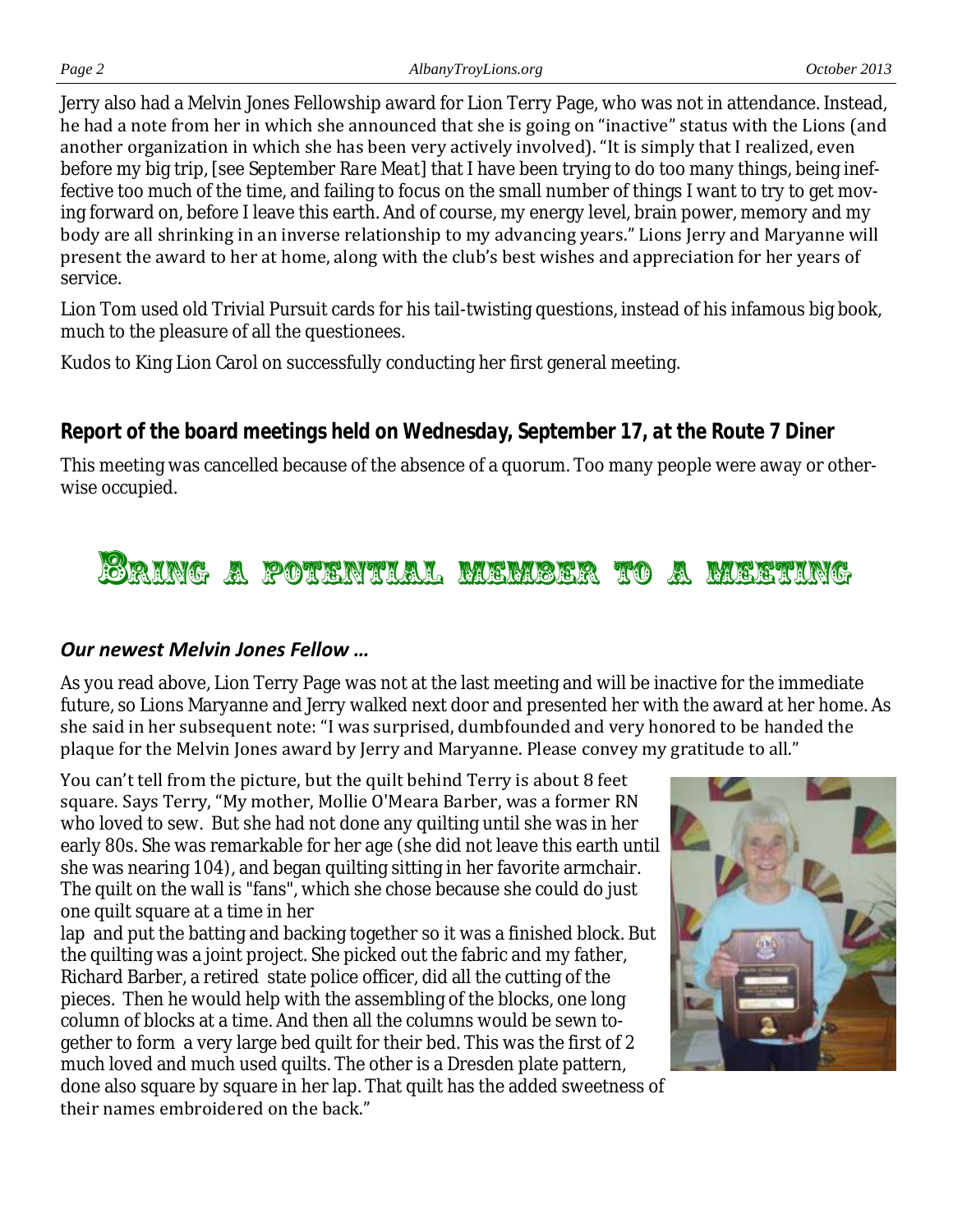Jerry also had a Melvin Jones Fellowship award for Lion Terry Page, who was not in attendance. Instead, he had a note from her in which she announced that she is going on "inactive" status with the Lions (and another organization in which she has been very actively involved). "It is simply that I realized, even before my big trip, [see September *Rare Meat*] that I have been trying to do too many things, being ineffective too much of the time, and failing to focus on the small number of things I want to try to get moving forward on, before I leave this earth. And of course, my energy level, brain power, memory and my body are all shrinking in an inverse relationship to my advancing years." Lions Jerry and Maryanne will present the award to her at home, along with the club's best wishes and appreciation for her years of service.

Lion Tom used old Trivial Pursuit cards for his tail-twisting questions, instead of his infamous big book, much to the pleasure of all the questionees.

Kudos to King Lion Carol on successfully conducting her first general meeting.

### *Report of the board meetings held on Wednesday, September 17, at the Route 7 Diner*

This meeting was cancelled because of the absence of a quorum. Too many people were away or otherwise occupied.

## Bring a potential member to a meeting

### *Our newest Melvin Jones Fellow …*

As you read above, Lion Terry Page was not at the last meeting and will be inactive for the immediate future, so Lions Maryanne and Jerry walked next door and presented her with the award at her home. As she said in her subsequent note: "I was surprised, dumbfounded and very honored to be handed the plaque for the Melvin Jones award by Jerry and Maryanne. Please convey my gratitude to all."

You can't tell from the picture, but the quilt behind Terry is about 8 feet square. Says Terry, "My mother, Mollie O'Meara Barber, was a former RN who loved to sew. But she had not done any quilting until she was in her early 80s. She was remarkable for her age (she did not leave this earth until she was nearing 104), and began quilting sitting in her favorite armchair. The quilt on the wall is "fans", which she chose because she could do just one quilt square at a time in her lap and put the batting and backing together so it was a finished block. But the quilting was a joint project. She picked out the fabric and my father, Richard Barber, a retired state police officer, did all the cutting of the pieces. Then he would help with the assembling of the blocks, one long column of blocks at a time. And then all the columns would be sewn together to form a very large bed quilt for their bed. This was the first of 2 much loved and much used quilts. The other is a Dresden plate pattern, done also square by square in her lap. That quilt has the added sweetness of their names embroidered on the back."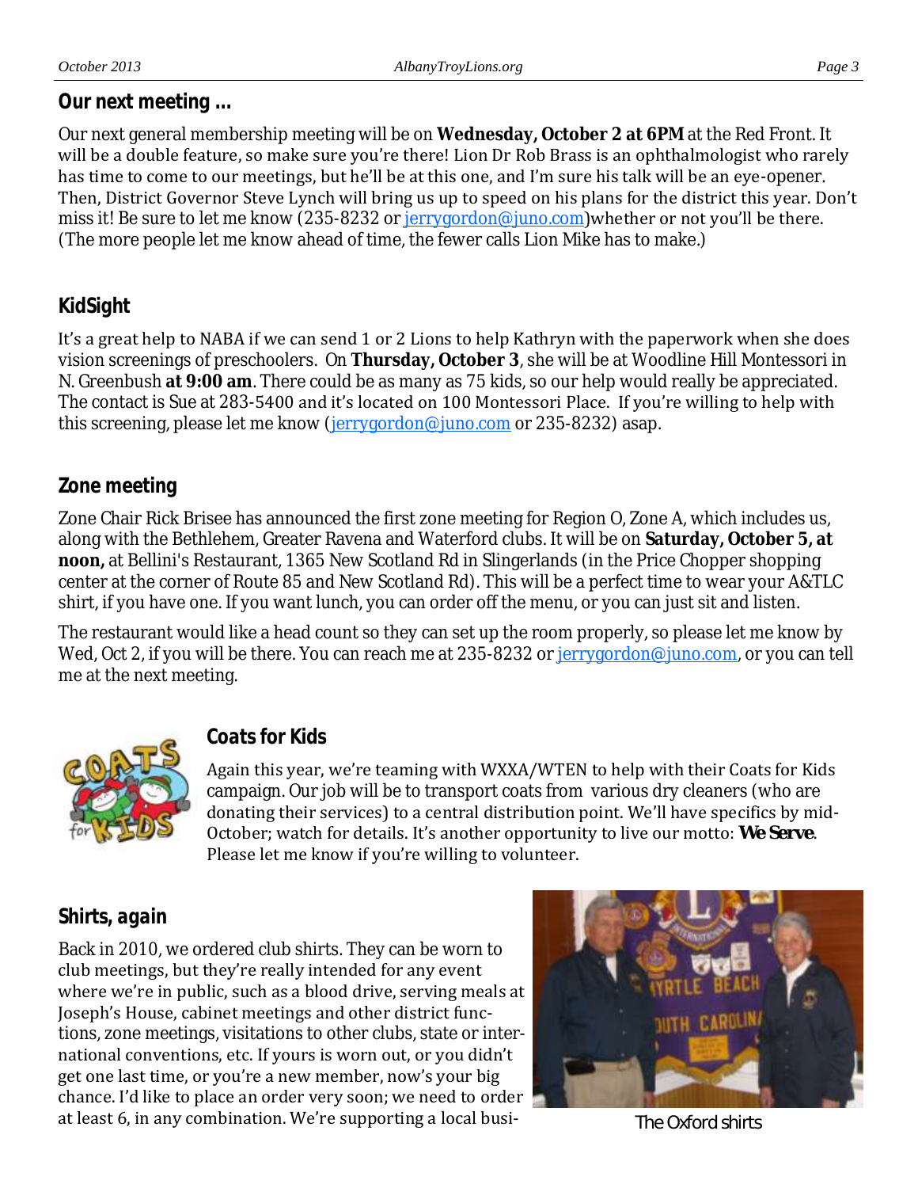## Our next meeting …

Our next general membership meeting will be on **Wednesday, October 2 at 6PM** at the Red Front. It will be a double feature, so make sure you're there! Lion Dr Rob Brass is an ophthalmologist who rarely has time to come to our meetings, but he'll be at this one, and I'm sure his talk will be an eye-opener. Then, District Governor Steve Lynch will bring us up to speed on his plans for the district this year. Don't miss it! Be sure to let me know (235-8232 or jerrygordon@juno.com)whether or not you'll be there. (The more people let me know ahead of time, the fewer calls Lion Mike has to make.)

## KidSight

It's a great help to NABA if we can send 1 or 2 Lions to help Kathryn with the paperwork when she does vision screenings of preschoolers. On **Thursday, October 3**, she will be at Woodline Hill Montessori in N. Greenbush **at 9:00 am**. There could be as many as 75 kids, so our help would really be appreciated. The contact is Sue at 283-5400 and it's located on 100 Montessori Place. If you're willing to help with this screening, please let me know (jerrygordon@juno.com or 235-8232) asap.

## Zone meeting

Zone Chair Rick Brisee has announced the first zone meeting for Region O, Zone A, which includes us, along with the Bethlehem, Greater Ravena and Waterford clubs. It will be on **Saturday, October 5, at noon,** at Bellini's Restaurant, 1365 New Scotland Rd in Slingerlands (in the Price Chopper shopping center at the corner of Route 85 and New Scotland Rd). This will be a perfect time to wear your A&TLC shirt, if you have one. If you want lunch, you can order off the menu, or you can just sit and listen.

The restaurant would like a head count so they can set up the room properly, so please let me know by Wed, Oct 2, if you will be there. You can reach me at 235-8232 or jerrygordon@juno.com, or you can tell me at the next meeting.

## Coats for Kids

Again this year, we're teaming with WXXA/WTEN to help with their Coats for Kids campaign. Our job will be to transport coats from various dry cleaners (who are donating their services) to a central distribution point. We'll have specifics by mid-October; watch for details. It's another opportunity to live our motto: ***We Serve***. Please let me know if you're willing to volunteer.

## Shirts, again

Back in 2010, we ordered club shirts. They can be worn to club meetings, but they're really intended for any event where we're in public, such as a blood drive, serving meals at Joseph's House, cabinet meetings and other district functions, zone meetings, visitations to other clubs, state or international conventions, etc. If yours is worn out, or you didn't get one last time, or you're a new member, now's your big chance. I'd like to place an order very soon; we need to order at least 6, in any combination. We're supporting a local busi-

The Oxford shirts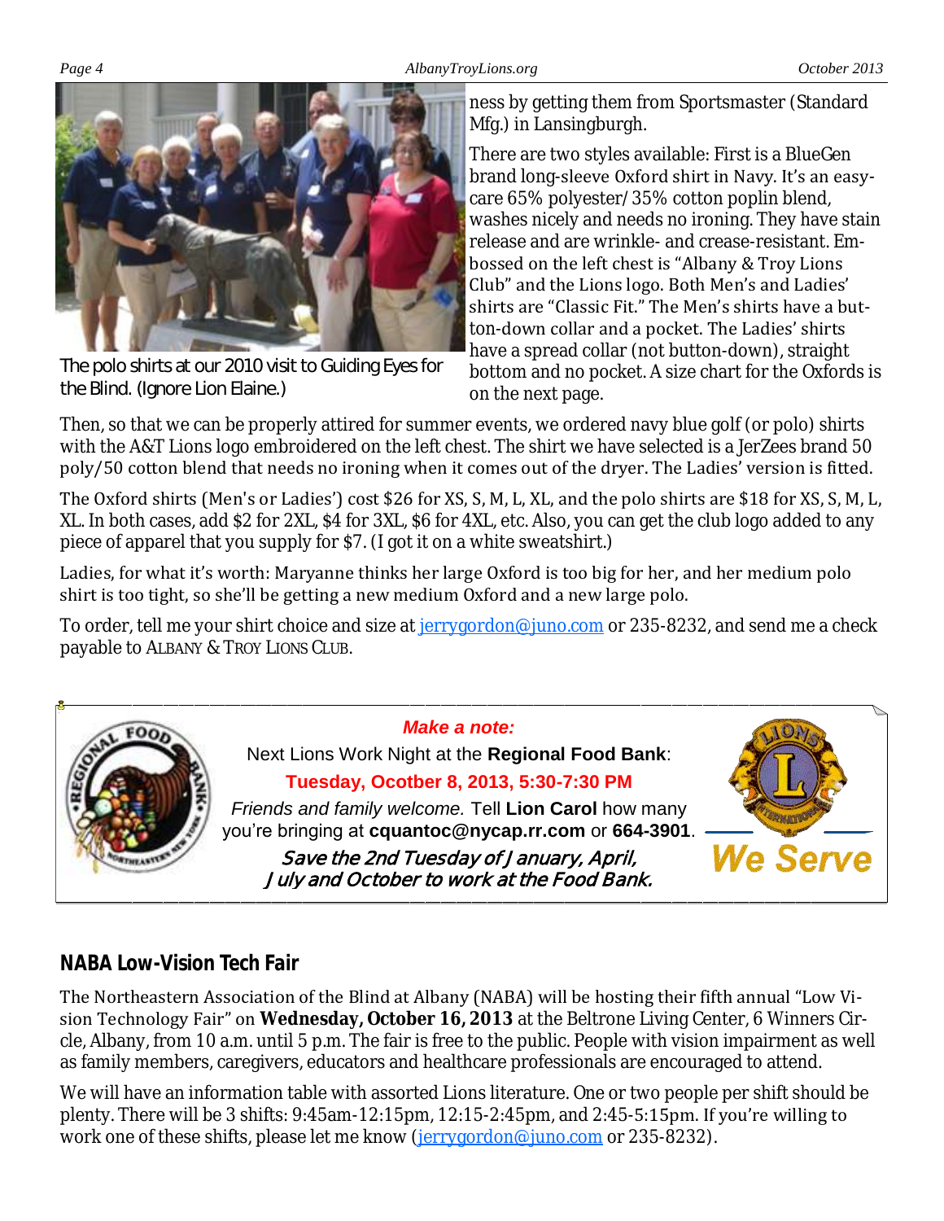The polo shirts at our 2010 visit to Guiding Eyes for the Blind. (Ignore Lion Elaine.)

ness by getting them from Sportsmaster (Standard Mfg.) in Lansingburgh.

There are two styles available: First is a BlueGen brand long-sleeve Oxford shirt in Navy. It's an easy-care 65% polyester/35% cotton poplin blend, washes nicely and needs no ironing. They have stain release and are wrinkle- and crease-resistant. Embossed on the left chest is "Albany & Troy Lions Club" and the Lions logo. Both Men's and Ladies' shirts are "Classic Fit." The Men's shirts have a button-down collar and a pocket. The Ladies' shirts have a spread collar (not button-down), straight bottom and no pocket. A size chart for the Oxfords is on the next page.

Then, so that we can be properly attired for summer events, we ordered navy blue golf (or polo) shirts with the A&T Lions logo embroidered on the left chest. The shirt we have selected is a JerZees brand 50 poly/50 cotton blend that needs no ironing when it comes out of the dryer. The Ladies' version is fitted.

The Oxford shirts (Men's or Ladies') cost $26 for XS, S, M, L, XL, and the polo shirts are $18 for XS, S, M, L, XL. In both cases, add $2 for 2XL, $4 for 3XL, $6 for 4XL, etc. Also, you can get the club logo added to any piece of apparel that you supply for $7. (I got it on a white sweatshirt.)

Ladies, for what it's worth: Maryanne thinks her large Oxford is too big for her, and her medium polo shirt is too tight, so she'll be getting a new medium Oxford and a new large polo.

To order, tell me your shirt choice and size at jerrygordon@juno.com or 235-8232, and send me a check payable to ALBANY & TROY LIONS CLUB.

***Make a note:***

Next Lions Work Night at the **Regional Food Bank**:

**Tuesday, Ocotber 8, 2013, 5:30-7:30 PM**

*Friends and family welcome.* Tell **Lion Carol** how many you're bringing at **cquantoc@nycap.rr.com** or **664-3901**.

*Save the 2nd Tuesday of January, April, July and October to work at the Food Bank.*

We Serve

## NABA Low-Vision Tech Fair

The Northeastern Association of the Blind at Albany (NABA) will be hosting their fifth annual "Low Vision Technology Fair" on **Wednesday, October 16, 2013** at the Beltrone Living Center, 6 Winners Circle, Albany, from 10 a.m. until 5 p.m. The fair is free to the public. People with vision impairment as well as family members, caregivers, educators and healthcare professionals are encouraged to attend.

We will have an information table with assorted Lions literature. One or two people per shift should be plenty. There will be 3 shifts: 9:45am-12:15pm, 12:15-2:45pm, and 2:45-5:15pm. If you're willing to work one of these shifts, please let me know (jerrygordon@juno.com or 235-8232).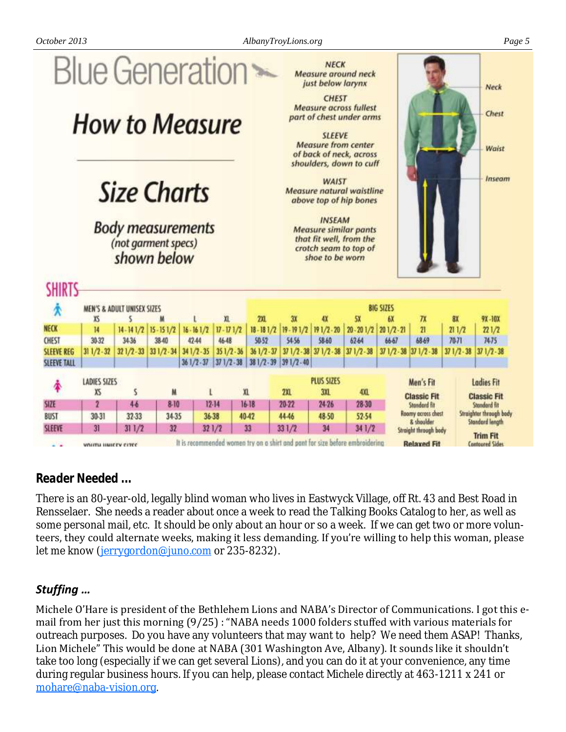# Blue Generation

## How to Measure

## Size Charts

**Body measurements** *(not garment specs)* **shown below**

**NECK**
*Measure around neck just below larynx*

**CHEST**
*Measure across fullest part of chest under arms*

**SLEEVE**
*Measure from center of back of neck, across shoulders, down to cuff*

**WAIST**
*Measure natural waistline above top of hip bones*

**INSEAM**
*Measure similar pants that fit well, from the crotch seam to top of shoe to be worn*

Neck
Chest
Waist
Inseam

### SHIRTS

| MEN'S & ADULT UNISEX SIZES | XS | S | M | L | XL | BIG SIZES 2XL | 3X | 4X | 5X | 6X | 7X | 8X | 9X-10X |
|---|---|---|---|---|---|---|---|---|---|---|---|---|---|
| NECK | 14 | 14-14 1/2 | 15-15 1/2 | 16-16 1/2 | 17-17 1/2 | 18-18 1/2 | 19-19 1/2 | 19 1/2-20 | 20-20 1/2 | 20 1/2-21 | 21 | 21 1/2 | 22 1/2 |
| CHEST | 30-32 | 34-36 | 38-40 | 42-44 | 46-48 | 50-52 | 54-56 | 58-60 | 62-64 | 66-67 | 68-69 | 70-71 | 74-75 |
| SLEEVE REG | 31 1/2-32 | 32 1/2-33 | 33 1/2-34 | 34 1/2-35 | 35 1/2-36 | 36 1/2-37 | 37 1/2-38 | 37 1/2-38 | 37 1/2-38 | 37 1/2-38 | 37 1/2-38 | 37 1/2-38 | 37 1/2-38 |
| SLEEVE TALL | | | | 36 1/2-37 | 37 1/2-38 | 38 1/2-39 | 39 1/2-40 | | | | | | |

| LADIES SIZES | XS | S | M | L | XL | PLUS SIZES 2XL | 3XL | 4XL |
|---|---|---|---|---|---|---|---|---|
| SIZE | 2 | 4-6 | 8-10 | 12-14 | 16-18 | 20-22 | 24-26 | 28-30 |
| BUST | 30-31 | 32-33 | 34-35 | 36-38 | 40-42 | 44-46 | 48-50 | 52-54 |
| SLEEVE | 31 | 31 1/2 | 32 | 32 1/2 | 33 | 33 1/2 | 34 | 34 1/2 |

**Men's Fit**
**Classic Fit** Standard fit. Roomy across chest & shoulder. Straight through body.
**Relaxed Fit**

**Ladies Fit**
**Classic Fit** Standard fit. Straighter through body. Standard length.
**Trim Fit** Contoured Sides

YOUTH UNISEX SIZES

It is recommended women try on a shirt and pant for size before embroidering

### *Reader Needed …*

There is an 80-year-old, legally blind woman who lives in Eastwyck Village, off Rt. 43 and Best Road in Rensselaer. She needs a reader about once a week to read the Talking Books Catalog to her, as well as some personal mail, etc. It should be only about an hour or so a week. If we can get two or more volunteers, they could alternate weeks, making it less demanding. If you're willing to help this woman, please let me know (jerrygordon@juno.com or 235-8232).

### *Stuffing …*

Michele O'Hare is president of the Bethlehem Lions and NABA's Director of Communications. I got this e-mail from her just this morning (9/25) : "NABA needs 1000 folders stuffed with various materials for outreach purposes. Do you have any volunteers that may want to help? We need them ASAP! Thanks, Lion Michele" This would be done at NABA (301 Washington Ave, Albany). It sounds like it shouldn't take too long (especially if we can get several Lions), and you can do it at your convenience, any time during regular business hours. If you can help, please contact Michele directly at 463-1211 x 241 or mohare@naba-vision.org.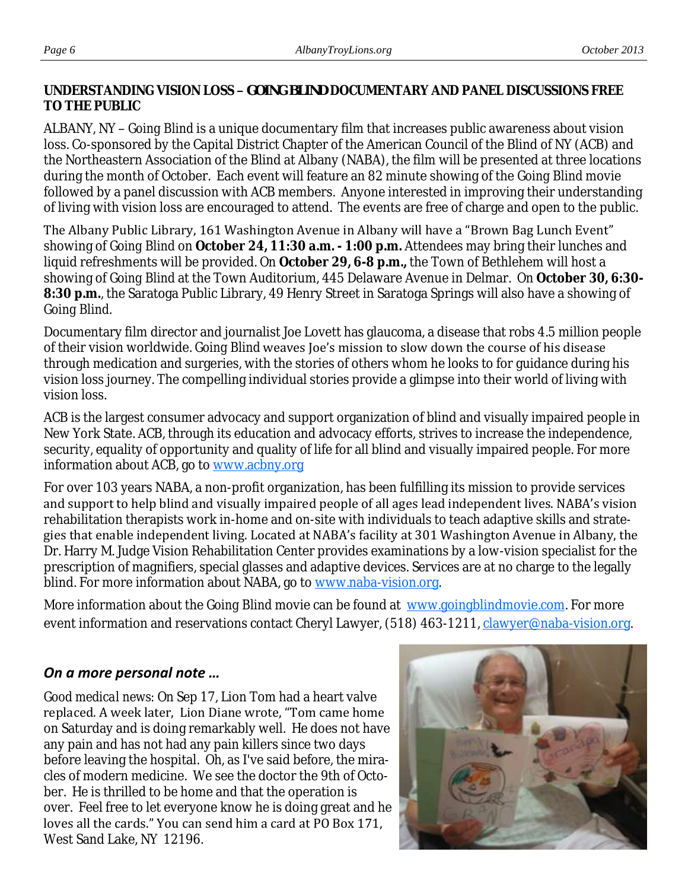## UNDERSTANDING VISION LOSS – *GOING BLIND* DOCUMENTARY AND PANEL DISCUSSIONS FREE TO THE PUBLIC

ALBANY, NY – Going Blind is a unique documentary film that increases public awareness about vision loss. Co-sponsored by the Capital District Chapter of the American Council of the Blind of NY (ACB) and the Northeastern Association of the Blind at Albany (NABA), the film will be presented at three locations during the month of October. Each event will feature an 82 minute showing of the Going Blind movie followed by a panel discussion with ACB members. Anyone interested in improving their understanding of living with vision loss are encouraged to attend. The events are free of charge and open to the public.

The Albany Public Library, 161 Washington Avenue in Albany will have a "Brown Bag Lunch Event" showing of Going Blind on **October 24, 11:30 a.m. - 1:00 p.m.** Attendees may bring their lunches and liquid refreshments will be provided. On **October 29, 6-8 p.m.,** the Town of Bethlehem will host a showing of Going Blind at the Town Auditorium, 445 Delaware Avenue in Delmar. On **October 30, 6:30-8:30 p.m.**, the Saratoga Public Library, 49 Henry Street in Saratoga Springs will also have a showing of Going Blind.

Documentary film director and journalist Joe Lovett has glaucoma, a disease that robs 4.5 million people of their vision worldwide. Going Blind weaves Joe's mission to slow down the course of his disease through medication and surgeries, with the stories of others whom he looks to for guidance during his vision loss journey. The compelling individual stories provide a glimpse into their world of living with vision loss.

ACB is the largest consumer advocacy and support organization of blind and visually impaired people in New York State. ACB, through its education and advocacy efforts, strives to increase the independence, security, equality of opportunity and quality of life for all blind and visually impaired people. For more information about ACB, go to www.acbny.org

For over 103 years NABA, a non-profit organization, has been fulfilling its mission to provide services and support to help blind and visually impaired people of all ages lead independent lives. NABA's vision rehabilitation therapists work in-home and on-site with individuals to teach adaptive skills and strategies that enable independent living. Located at NABA's facility at 301 Washington Avenue in Albany, the Dr. Harry M. Judge Vision Rehabilitation Center provides examinations by a low-vision specialist for the prescription of magnifiers, special glasses and adaptive devices. Services are at no charge to the legally blind. For more information about NABA, go to www.naba-vision.org.

More information about the Going Blind movie can be found at www.goingblindmovie.com. For more event information and reservations contact Cheryl Lawyer, (518) 463-1211, clawyer@naba-vision.org.

### *On a more personal note …*

Good medical news: On Sep 17, Lion Tom had a heart valve replaced. A week later, Lion Diane wrote, "Tom came home on Saturday and is doing remarkably well. He does not have any pain and has not had any pain killers since two days before leaving the hospital. Oh, as I've said before, the miracles of modern medicine. We see the doctor the 9th of October. He is thrilled to be home and that the operation is over. Feel free to let everyone know he is doing great and he loves all the cards." You can send him a card at PO Box 171, West Sand Lake, NY 12196.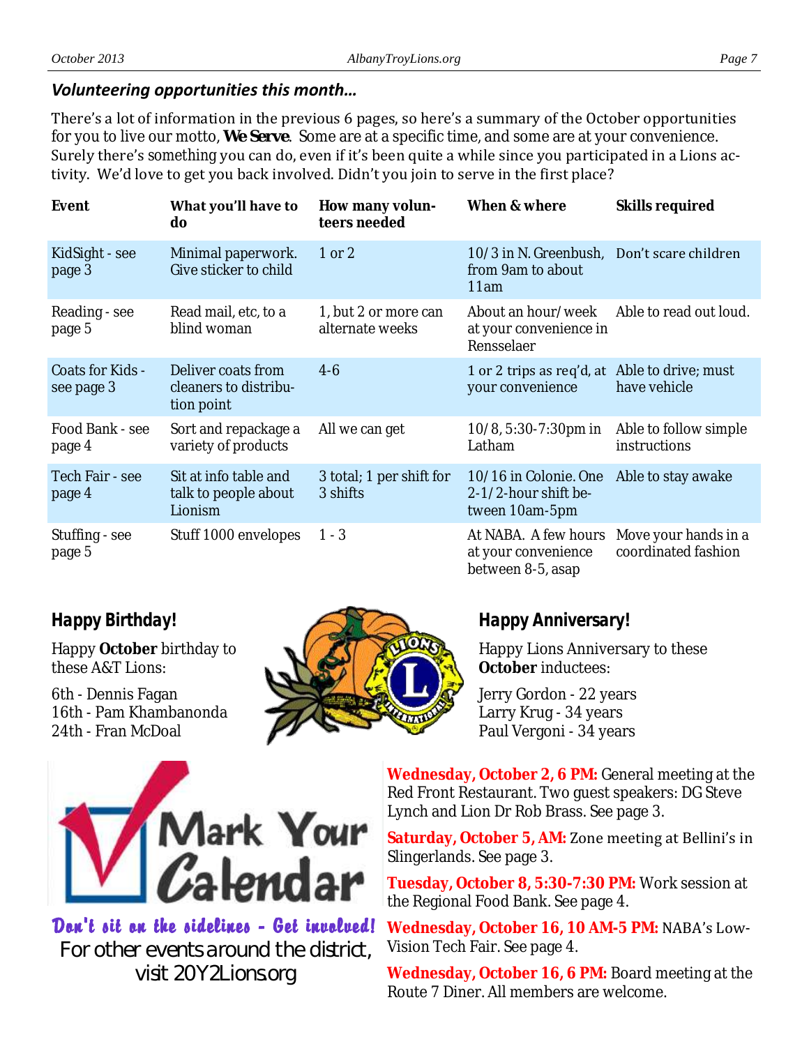## *Volunteering opportunities this month…*

There's a lot of information in the previous 6 pages, so here's a summary of the October opportunities for you to live our motto, **We Serve**. Some are at a specific time, and some are at your convenience. Surely there's something you can do, even if it's been quite a while since you participated in a Lions activity. We'd love to get you back involved. Didn't you join to serve in the first place?

| Event | What you'll have to do | How many volunteers needed | When & where | Skills required |
|---|---|---|---|---|
| KidSight - see page 3 | Minimal paperwork. Give sticker to child | 1 or 2 | 10/3 in N. Greenbush, from 9am to about 11am | Don't scare children |
| Reading - see page 5 | Read mail, etc, to a blind woman | 1, but 2 or more can alternate weeks | About an hour/week at your convenience in Rensselaer | Able to read out loud. |
| Coats for Kids - see page 3 | Deliver coats from cleaners to distribution point | 4-6 | 1 or 2 trips as req'd, at your convenience | Able to drive; must have vehicle |
| Food Bank - see page 4 | Sort and repackage a variety of products | All we can get | 10/8, 5:30-7:30pm in Latham | Able to follow simple instructions |
| Tech Fair - see page 4 | Sit at info table and talk to people about Lionism | 3 total; 1 per shift for 3 shifts | 10/16 in Colonie. One 2-1/2-hour shift between 10am-5pm | Able to stay awake |
| Stuffing - see page 5 | Stuff 1000 envelopes | 1 - 3 | At NABA. A few hours at your convenience between 8-5, asap | Move your hands in a coordinated fashion |

## Happy Birthday!

Happy **October** birthday to these A&T Lions:

6th - Dennis Fagan
16th - Pam Khambanonda
24th - Fran McDoal

## Happy Anniversary!

Happy Lions Anniversary to these **October** inductees:

Jerry Gordon - 22 years
Larry Krug - 34 years
Paul Vergoni - 34 years

## Mark Your Calendar

*Don't sit on the sidelines - Get involved!*

For other events around the district, visit 20Y2Lions.org

**Wednesday, October 2, 6 PM:** General meeting at the Red Front Restaurant. Two guest speakers: DG Steve Lynch and Lion Dr Rob Brass. See page 3.

**Saturday, October 5, AM:** Zone meeting at Bellini's in Slingerlands. See page 3.

**Tuesday, October 8, 5:30-7:30 PM:** Work session at the Regional Food Bank. See page 4.

**Wednesday, October 16, 10 AM-5 PM:** NABA's Low-Vision Tech Fair. See page 4.

**Wednesday, October 16, 6 PM:** Board meeting at the Route 7 Diner. All members are welcome.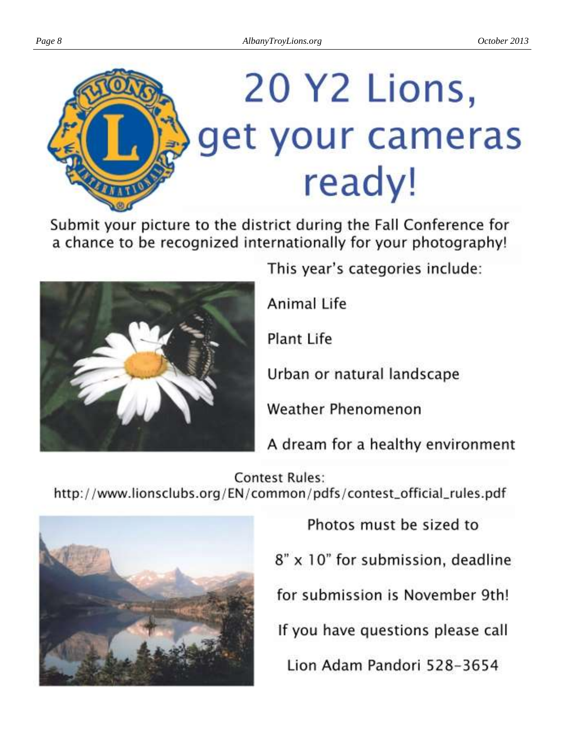# 20 Y2 Lions, get your cameras ready!

Submit your picture to the district during the Fall Conference for a chance to be recognized internationally for your photography!

This year's categories include:

Animal Life

Plant Life

Urban or natural landscape

Weather Phenomenon

A dream for a healthy environment

Contest Rules:
http://www.lionsclubs.org/EN/common/pdfs/contest_official_rules.pdf

Photos must be sized to 8" x 10" for submission, deadline for submission is November 9th!

If you have questions please call Lion Adam Pandori 528-3654